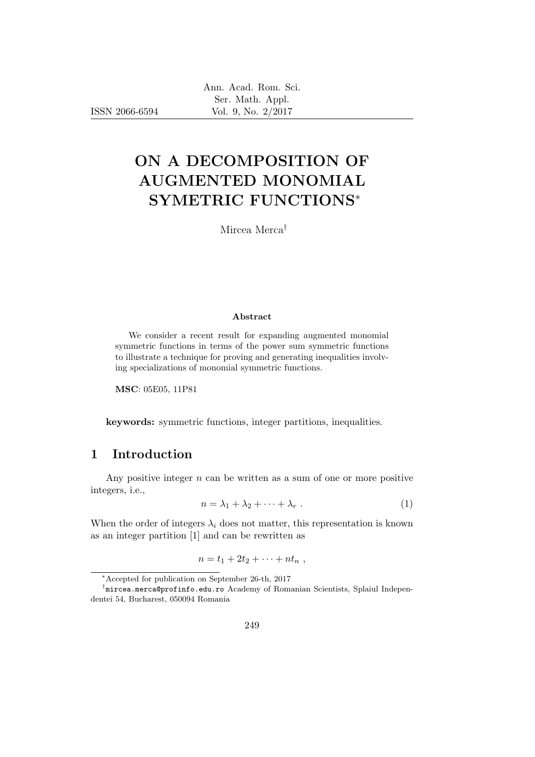# ON A DECOMPOSITION OF AUGMENTED MONOMIAL SYMETRIC FUNCTIONS[*]

Mircea Merca[†]

**Abstract**

We consider a recent result for expanding augmented monomial symmetric functions in terms of the power sum symmetric functions to illustrate a technique for proving and generating inequalities involving specializations of monomial symmetric functions.

**MSC**: 05E05, 11P81

**keywords:** symmetric functions, integer partitions, inequalities.

## 1 Introduction

Any positive integer $n$ can be written as a sum of one or more positive integers, i.e.,

$$n = \lambda_1 + \lambda_2 + \cdots + \lambda_r \; . \tag{1}$$

When the order of integers $\lambda_i$ does not matter, this representation is known as an integer partition [1] and can be rewritten as

$$n = t_1 + 2t_2 + \cdots + nt_n \; ,$$

[*]Accepted for publication on September 26-th, 2017

[†]mircea.merca@profinfo.edu.ro Academy of Romanian Scientists, Splaiul Independentei 54, Bucharest, 050094 Romania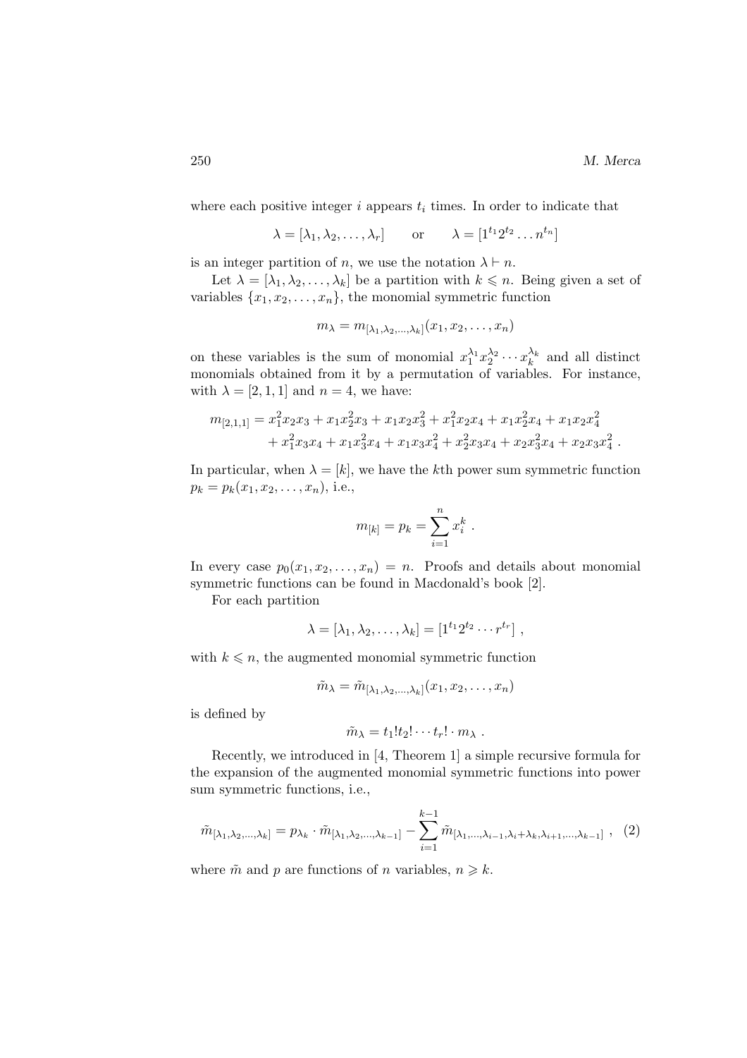where each positive integer $i$ appears $t_i$ times. In order to indicate that

$$\lambda = [\lambda_1, \lambda_2, \ldots, \lambda_r] \qquad \text{or} \qquad \lambda = [1^{t_1} 2^{t_2} \ldots n^{t_n}]$$

is an integer partition of $n$, we use the notation $\lambda \vdash n$.

Let $\lambda = [\lambda_1, \lambda_2, \ldots, \lambda_k]$ be a partition with $k \leqslant n$. Being given a set of variables $\{x_1, x_2, \ldots, x_n\}$, the monomial symmetric function

$$m_\lambda = m_{[\lambda_1, \lambda_2, \ldots, \lambda_k]}(x_1, x_2, \ldots, x_n)$$

on these variables is the sum of monomial $x_1^{\lambda_1} x_2^{\lambda_2} \cdots x_k^{\lambda_k}$ and all distinct monomials obtained from it by a permutation of variables. For instance, with $\lambda = [2, 1, 1]$ and $n = 4$, we have:

$$\begin{aligned} m_{[2,1,1]} &= x_1^2 x_2 x_3 + x_1 x_2^2 x_3 + x_1 x_2 x_3^2 + x_1^2 x_2 x_4 + x_1 x_2^2 x_4 + x_1 x_2 x_4^2 \\ &\quad + x_1^2 x_3 x_4 + x_1 x_3^2 x_4 + x_1 x_3 x_4^2 + x_2^2 x_3 x_4 + x_2 x_3^2 x_4 + x_2 x_3 x_4^2 \ . \end{aligned}$$

In particular, when $\lambda = [k]$, we have the $k$th power sum symmetric function $p_k = p_k(x_1, x_2, \ldots, x_n)$, i.e.,

$$m_{[k]} = p_k = \sum_{i=1}^{n} x_i^k \ .$$

In every case $p_0(x_1, x_2, \ldots, x_n) = n$. Proofs and details about monomial symmetric functions can be found in Macdonald's book [2].

For each partition

$$\lambda = [\lambda_1, \lambda_2, \ldots, \lambda_k] = [1^{t_1} 2^{t_2} \cdots r^{t_r}] \ ,$$

with $k \leqslant n$, the augmented monomial symmetric function

$$\tilde{m}_\lambda = \tilde{m}_{[\lambda_1, \lambda_2, \ldots, \lambda_k]}(x_1, x_2, \ldots, x_n)$$

is defined by

$$\tilde{m}_\lambda = t_1! t_2! \cdots t_r! \cdot m_\lambda \ .$$

Recently, we introduced in [4, Theorem 1] a simple recursive formula for the expansion of the augmented monomial symmetric functions into power sum symmetric functions, i.e.,

$$\tilde{m}_{[\lambda_1, \lambda_2, \ldots, \lambda_k]} = p_{\lambda_k} \cdot \tilde{m}_{[\lambda_1, \lambda_2, \ldots, \lambda_{k-1}]} - \sum_{i=1}^{k-1} \tilde{m}_{[\lambda_1, \ldots, \lambda_{i-1}, \lambda_i + \lambda_k, \lambda_{i+1}, \ldots, \lambda_{k-1}]} \ , \quad (2)$$

where $\tilde{m}$ and $p$ are functions of $n$ variables, $n \geqslant k$.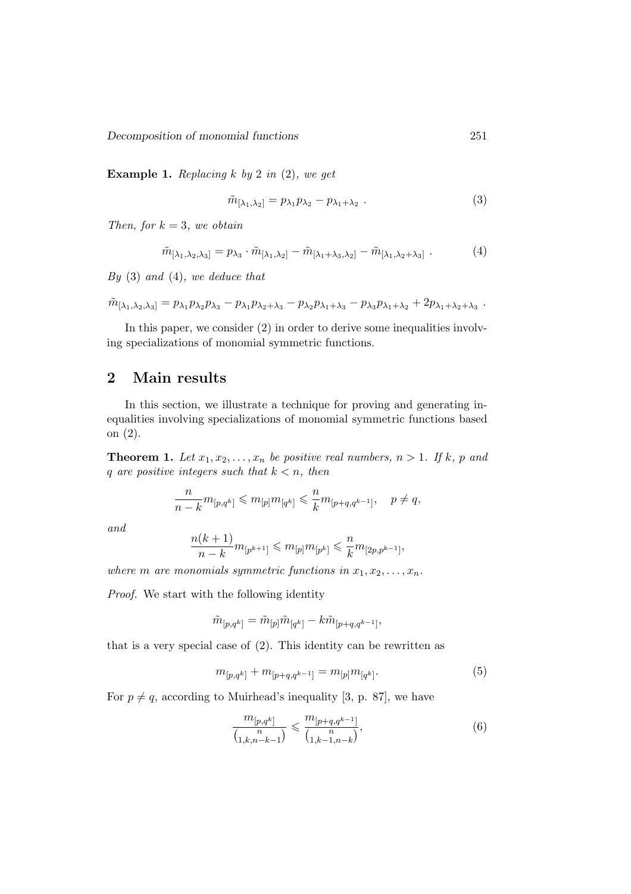**Example 1.** *Replacing $k$ by 2 in (2), we get*

$$\tilde{m}_{[\lambda_1,\lambda_2]} = p_{\lambda_1} p_{\lambda_2} - p_{\lambda_1+\lambda_2} \ . \tag{3}$$

*Then, for $k = 3$, we obtain*

$$\tilde{m}_{[\lambda_1,\lambda_2,\lambda_3]} = p_{\lambda_3} \cdot \tilde{m}_{[\lambda_1,\lambda_2]} - \tilde{m}_{[\lambda_1+\lambda_3,\lambda_2]} - \tilde{m}_{[\lambda_1,\lambda_2+\lambda_3]} \ . \tag{4}$$

*By (3) and (4), we deduce that*

$$\tilde{m}_{[\lambda_1,\lambda_2,\lambda_3]} = p_{\lambda_1} p_{\lambda_2} p_{\lambda_3} - p_{\lambda_1} p_{\lambda_2+\lambda_3} - p_{\lambda_2} p_{\lambda_1+\lambda_3} - p_{\lambda_3} p_{\lambda_1+\lambda_2} + 2 p_{\lambda_1+\lambda_2+\lambda_3} \ .$$

In this paper, we consider (2) in order to derive some inequalities involving specializations of monomial symmetric functions.

## 2 Main results

In this section, we illustrate a technique for proving and generating inequalities involving specializations of monomial symmetric functions based on (2).

**Theorem 1.** *Let $x_1, x_2, \ldots, x_n$ be positive real numbers, $n > 1$. If $k$, $p$ and $q$ are positive integers such that $k < n$, then*

$$\frac{n}{n-k} m_{[p,q^k]} \leqslant m_{[p]} m_{[q^k]} \leqslant \frac{n}{k} m_{[p+q,q^{k-1}]}, \quad p \neq q,$$

*and*

$$\frac{n(k+1)}{n-k} m_{[p^{k+1}]} \leqslant m_{[p]} m_{[p^k]} \leqslant \frac{n}{k} m_{[2p,p^{k-1}]},$$

*where $m$ are monomials symmetric functions in $x_1, x_2, \ldots, x_n$.*

*Proof.* We start with the following identity

$$\tilde{m}_{[p,q^k]} = \tilde{m}_{[p]} \tilde{m}_{[q^k]} - k \tilde{m}_{[p+q,q^{k-1}]},$$

that is a very special case of (2). This identity can be rewritten as

$$m_{[p,q^k]} + m_{[p+q,q^{k-1}]} = m_{[p]} m_{[q^k]}. \tag{5}$$

For $p \neq q$, according to Muirhead's inequality [3, p. 87], we have

$$\frac{m_{[p,q^k]}}{\binom{n}{1,k,n-k-1}} \leqslant \frac{m_{[p+q,q^{k-1}]}}{\binom{n}{1,k-1,n-k}}, \tag{6}$$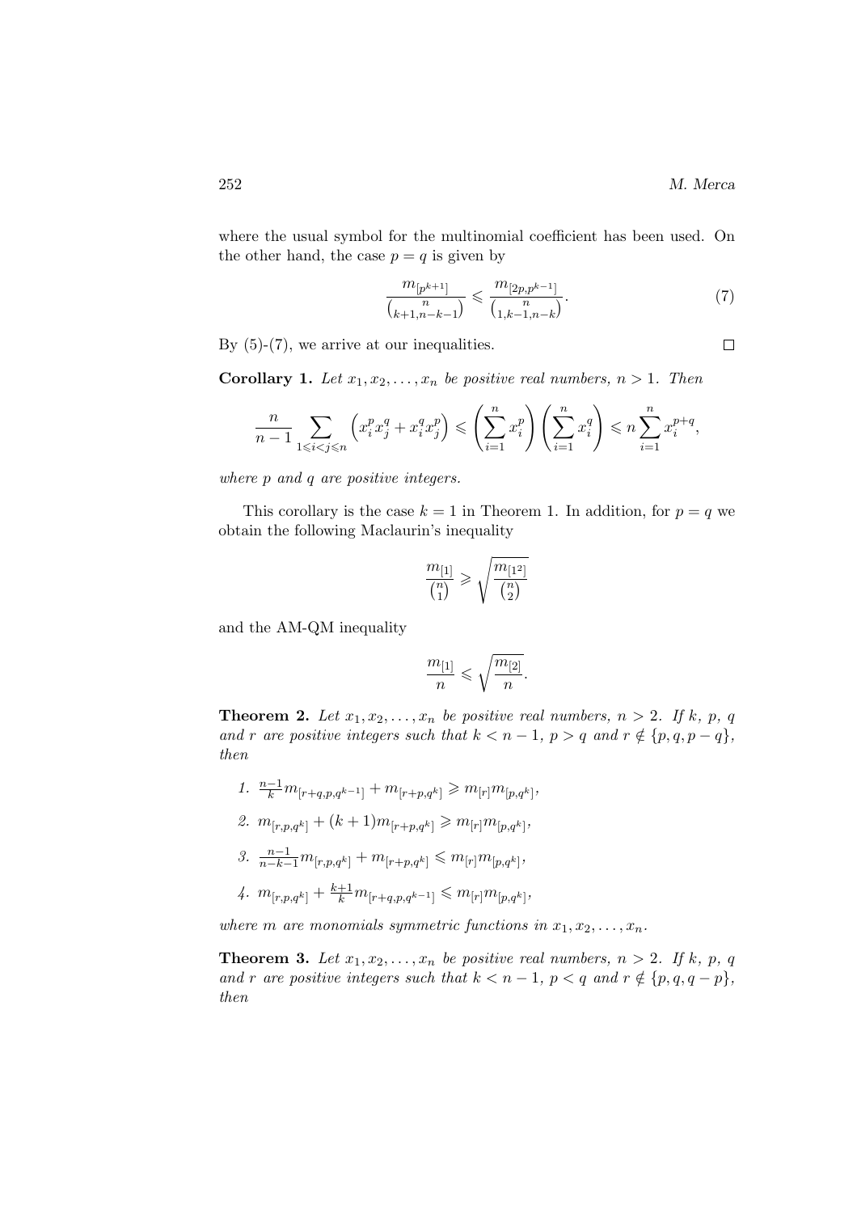where the usual symbol for the multinomial coefficient has been used. On the other hand, the case $p = q$ is given by

$$\frac{m_{[p^{k+1}]}}{\binom{n}{k+1,n-k-1}} \leqslant \frac{m_{[2p,p^{k-1}]}}{\binom{n}{1,k-1,n-k}}. \tag{7}$$

By (5)-(7), we arrive at our inequalities. $\square$

**Corollary 1.** *Let $x_1, x_2, \ldots, x_n$ be positive real numbers, $n > 1$. Then*

$$\frac{n}{n-1} \sum_{1 \leqslant i < j \leqslant n} \left( x_i^p x_j^q + x_i^q x_j^p \right) \leqslant \left( \sum_{i=1}^{n} x_i^p \right) \left( \sum_{i=1}^{n} x_i^q \right) \leqslant n \sum_{i=1}^{n} x_i^{p+q},$$

*where $p$ and $q$ are positive integers.*

This corollary is the case $k = 1$ in Theorem 1. In addition, for $p = q$ we obtain the following Maclaurin's inequality

$$\frac{m_{[1]}}{\binom{n}{1}} \geqslant \sqrt{\frac{m_{[1^2]}}{\binom{n}{2}}}$$

and the AM-QM inequality

$$\frac{m_{[1]}}{n} \leqslant \sqrt{\frac{m_{[2]}}{n}}.$$

**Theorem 2.** *Let $x_1, x_2, \ldots, x_n$ be positive real numbers, $n > 2$. If $k$, $p$, $q$ and $r$ are positive integers such that $k < n - 1$, $p > q$ and $r \notin \{p, q, p - q\}$, then*

1. $\frac{n-1}{k} m_{[r+q,p,q^{k-1}]} + m_{[r+p,q^k]} \geqslant m_{[r]} m_{[p,q^k]}$,
2. $m_{[r,p,q^k]} + (k+1) m_{[r+p,q^k]} \geqslant m_{[r]} m_{[p,q^k]}$,
3. $\frac{n-1}{n-k-1} m_{[r,p,q^k]} + m_{[r+p,q^k]} \leqslant m_{[r]} m_{[p,q^k]}$,
4. $m_{[r,p,q^k]} + \frac{k+1}{k} m_{[r+q,p,q^{k-1}]} \leqslant m_{[r]} m_{[p,q^k]}$,

*where $m$ are monomials symmetric functions in $x_1, x_2, \ldots, x_n$.*

**Theorem 3.** *Let $x_1, x_2, \ldots, x_n$ be positive real numbers, $n > 2$. If $k$, $p$, $q$ and $r$ are positive integers such that $k < n - 1$, $p < q$ and $r \notin \{p, q, q - p\}$, then*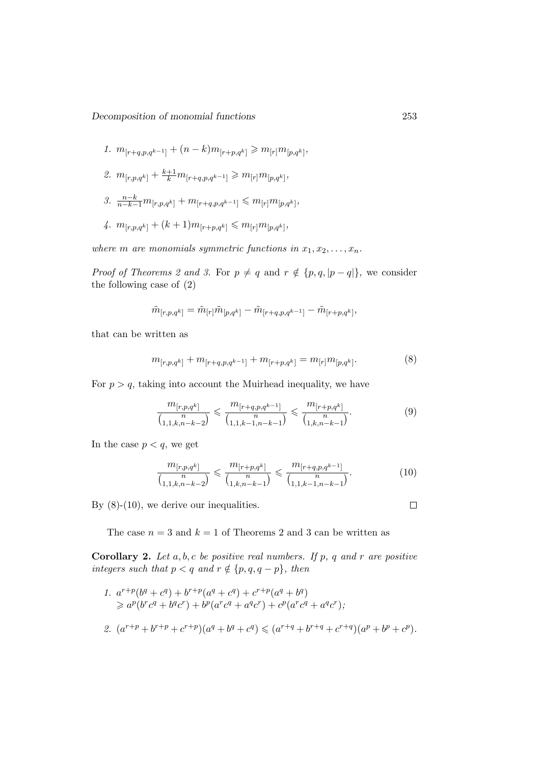1. $m_{[r+q,p,q^{k-1}]} + (n-k)m_{[r+p,q^k]} \geqslant m_{[r]}m_{[p,q^k]}$,
2. $m_{[r,p,q^k]} + \frac{k+1}{k}m_{[r+q,p,q^{k-1}]} \geqslant m_{[r]}m_{[p,q^k]}$,
3. $\frac{n-k}{n-k-1}m_{[r,p,q^k]} + m_{[r+q,p,q^{k-1}]} \leqslant m_{[r]}m_{[p,q^k]}$,
4. $m_{[r,p,q^k]} + (k+1)m_{[r+p,q^k]} \leqslant m_{[r]}m_{[p,q^k]}$,

*where $m$ are monomials symmetric functions in $x_1, x_2, \ldots, x_n$.*

*Proof of Theorems 2 and 3.* For $p \neq q$ and $r \notin \{p, q, |p-q|\}$, we consider the following case of (2)

$$\tilde{m}_{[r,p,q^k]} = \tilde{m}_{[r]}\tilde{m}_{[p,q^k]} - \tilde{m}_{[r+q,p,q^{k-1}]} - \tilde{m}_{[r+p,q^k]},$$

that can be written as

$$m_{[r,p,q^k]} + m_{[r+q,p,q^{k-1}]} + m_{[r+p,q^k]} = m_{[r]}m_{[p,q^k]}. \tag{8}$$

For $p > q$, taking into account the Muirhead inequality, we have

$$\frac{m_{[r,p,q^k]}}{\binom{n}{1,1,k,n-k-2}} \leqslant \frac{m_{[r+q,p,q^{k-1}]}}{\binom{n}{1,1,k-1,n-k-1}} \leqslant \frac{m_{[r+p,q^k]}}{\binom{n}{1,k,n-k-1}}. \tag{9}$$

In the case $p < q$, we get

$$\frac{m_{[r,p,q^k]}}{\binom{n}{1,1,k,n-k-2}} \leqslant \frac{m_{[r+p,q^k]}}{\binom{n}{1,k,n-k-1}} \leqslant \frac{m_{[r+q,p,q^{k-1}]}}{\binom{n}{1,1,k-1,n-k-1}}. \tag{10}$$

By (8)-(10), we derive our inequalities. $\square$

The case $n = 3$ and $k = 1$ of Theorems 2 and 3 can be written as

**Corollary 2.** *Let $a, b, c$ be positive real numbers. If $p$, $q$ and $r$ are positive integers such that $p < q$ and $r \notin \{p, q, q-p\}$, then*

1. $a^{r+p}(b^q + c^q) + b^{r+p}(a^q + c^q) + c^{r+p}(a^q + b^q)$
   $\geqslant a^p(b^r c^q + b^q c^r) + b^p(a^r c^q + a^q c^r) + c^p(a^r c^q + a^q c^r)$;
2. $(a^{r+p} + b^{r+p} + c^{r+p})(a^q + b^q + c^q) \leqslant (a^{r+q} + b^{r+q} + c^{r+q})(a^p + b^p + c^p)$.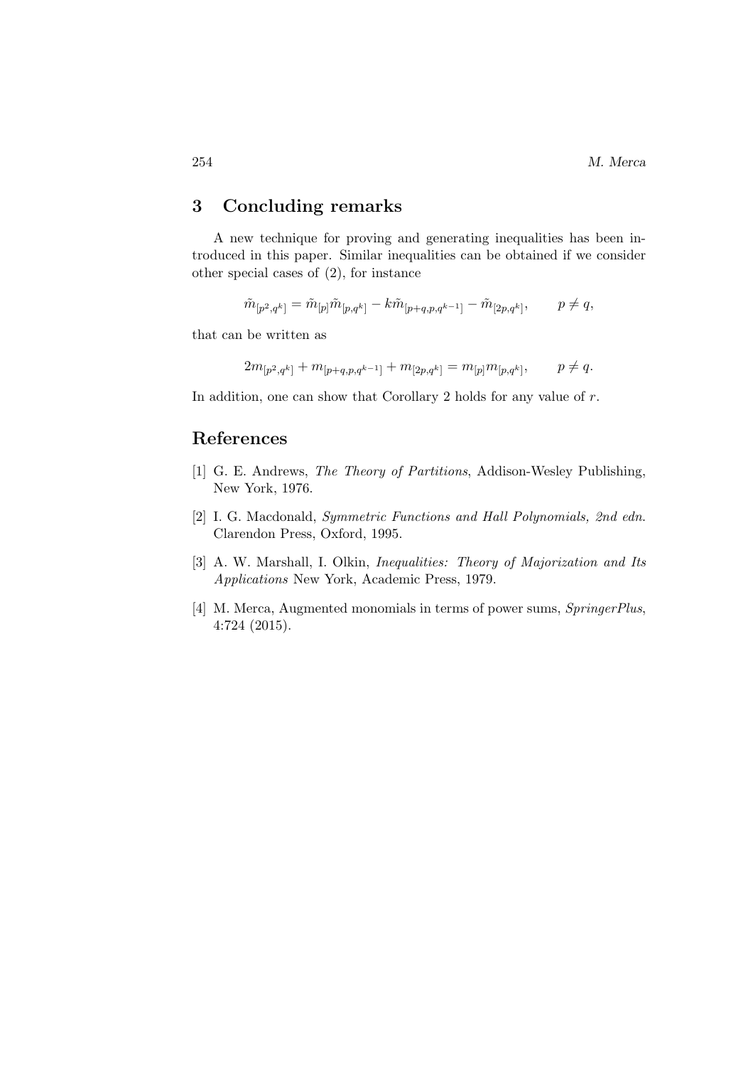## 3 Concluding remarks

A new technique for proving and generating inequalities has been introduced in this paper. Similar inequalities can be obtained if we consider other special cases of (2), for instance

$$\tilde{m}_{[p^2,q^k]} = \tilde{m}_{[p]}\tilde{m}_{[p,q^k]} - k\tilde{m}_{[p+q,p,q^{k-1}]} - \tilde{m}_{[2p,q^k]}, \qquad p \neq q,$$

that can be written as

$$2m_{[p^2,q^k]} + m_{[p+q,p,q^{k-1}]} + m_{[2p,q^k]} = m_{[p]}m_{[p,q^k]}, \qquad p \neq q.$$

In addition, one can show that Corollary 2 holds for any value of $r$.

## References

[1] G. E. Andrews, *The Theory of Partitions*, Addison-Wesley Publishing, New York, 1976.

[2] I. G. Macdonald, *Symmetric Functions and Hall Polynomials, 2nd edn.* Clarendon Press, Oxford, 1995.

[3] A. W. Marshall, I. Olkin, *Inequalities: Theory of Majorization and Its Applications* New York, Academic Press, 1979.

[4] M. Merca, Augmented monomials in terms of power sums, *SpringerPlus*, 4:724 (2015).